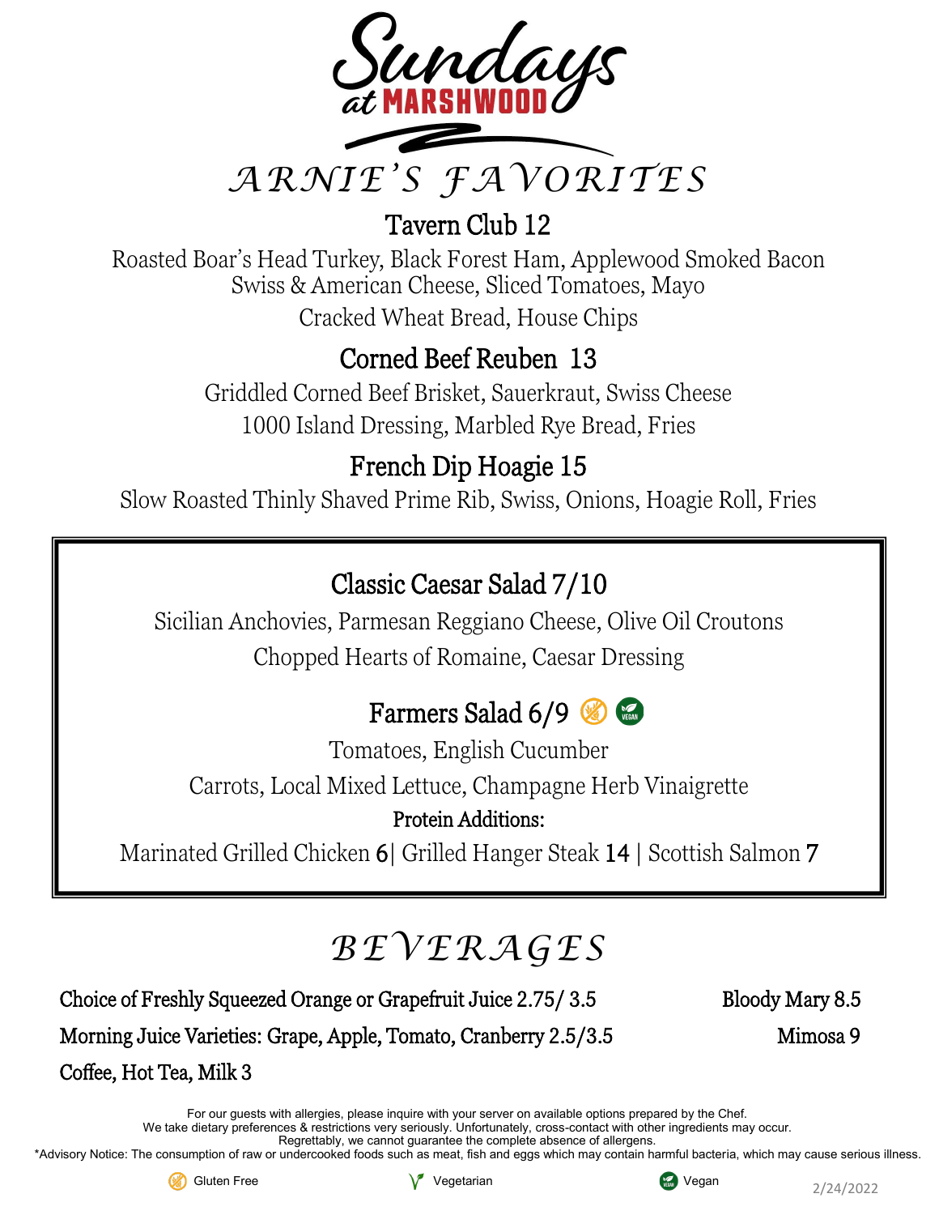# Sundays at MARSHWOOD

## ARNIE'S FAVORITES

### Tavern Club 12

Roasted Boar's Head Turkey, Black Forest Ham, Applewood Smoked Bacon
Swiss & American Cheese, Sliced Tomatoes, Mayo
Cracked Wheat Bread, House Chips

### Corned Beef Reuben 13

Griddled Corned Beef Brisket, Sauerkraut, Swiss Cheese
1000 Island Dressing, Marbled Rye Bread, Fries

### French Dip Hoagie 15

Slow Roasted Thinly Shaved Prime Rib, Swiss, Onions, Hoagie Roll, Fries

### Classic Caesar Salad 7/10

Sicilian Anchovies, Parmesan Reggiano Cheese, Olive Oil Croutons
Chopped Hearts of Romaine, Caesar Dressing

### Farmers Salad 6/9 (Gluten Free) (Vegan)

Tomatoes, English Cucumber
Carrots, Local Mixed Lettuce, Champagne Herb Vinaigrette

**Protein Additions:**

Marinated Grilled Chicken 6| Grilled Hanger Steak 14 | Scottish Salmon 7

## BEVERAGES

Choice of Freshly Squeezed Orange or Grapefruit Juice 2.75/ 3.5
Morning Juice Varieties: Grape, Apple, Tomato, Cranberry 2.5/3.5
Coffee, Hot Tea, Milk 3

Bloody Mary 8.5
Mimosa 9

For our guests with allergies, please inquire with your server on available options prepared by the Chef.
We take dietary preferences & restrictions very seriously. Unfortunately, cross-contact with other ingredients may occur.
Regrettably, we cannot guarantee the complete absence of allergens.
*Advisory Notice: The consumption of raw or undercooked foods such as meat, fish and eggs which may contain harmful bacteria, which may cause serious illness.

Gluten Free | Vegetarian | Vegan

2/24/2022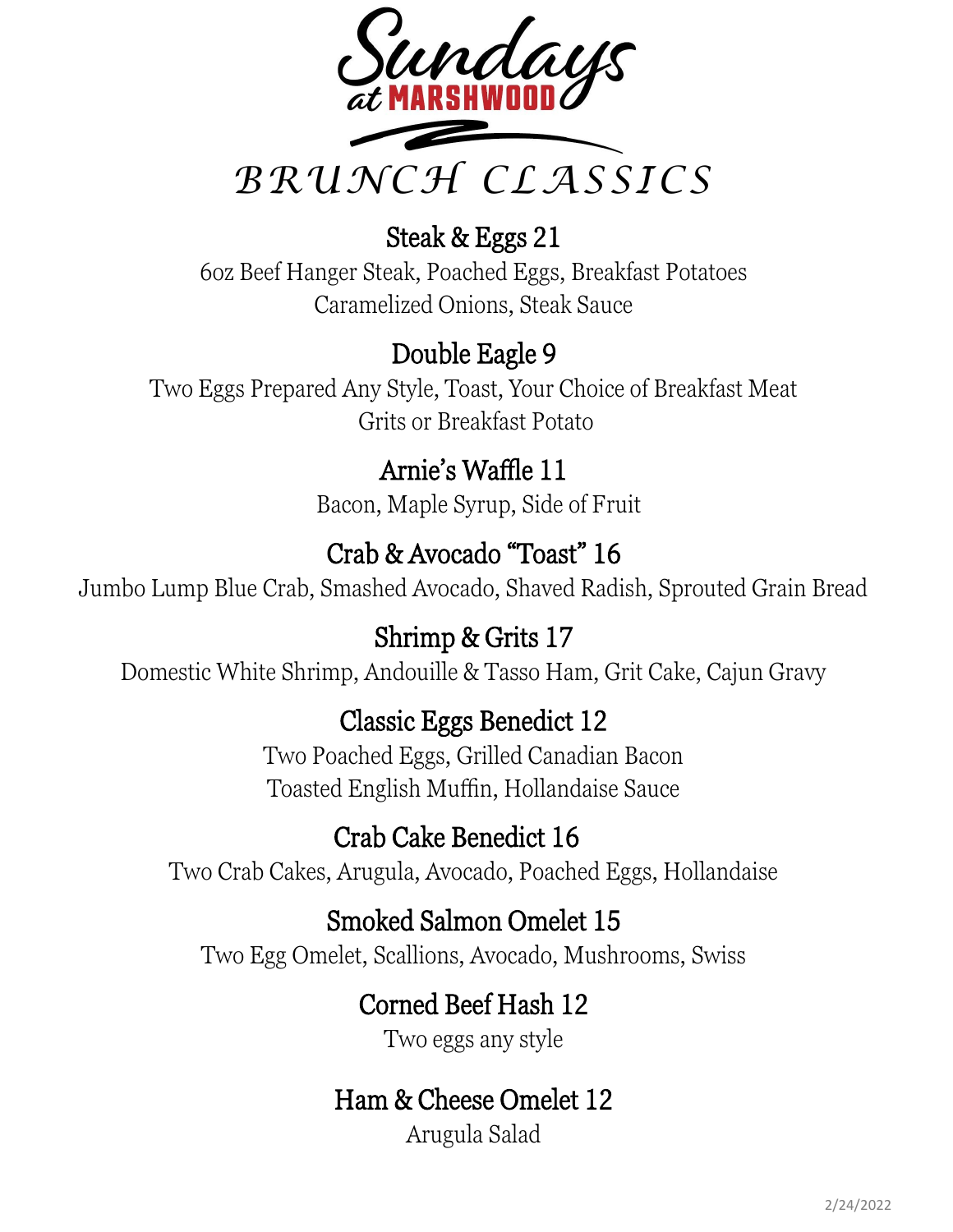# Sundays at MARSHWOOD

## BRUNCH CLASSICS

### Steak & Eggs 21
6oz Beef Hanger Steak, Poached Eggs, Breakfast Potatoes
Caramelized Onions, Steak Sauce

### Double Eagle 9
Two Eggs Prepared Any Style, Toast, Your Choice of Breakfast Meat
Grits or Breakfast Potato

### Arnie's Waffle 11
Bacon, Maple Syrup, Side of Fruit

### Crab & Avocado "Toast" 16
Jumbo Lump Blue Crab, Smashed Avocado, Shaved Radish, Sprouted Grain Bread

### Shrimp & Grits 17
Domestic White Shrimp, Andouille & Tasso Ham, Grit Cake, Cajun Gravy

### Classic Eggs Benedict 12
Two Poached Eggs, Grilled Canadian Bacon
Toasted English Muffin, Hollandaise Sauce

### Crab Cake Benedict 16
Two Crab Cakes, Arugula, Avocado, Poached Eggs, Hollandaise

### Smoked Salmon Omelet 15
Two Egg Omelet, Scallions, Avocado, Mushrooms, Swiss

### Corned Beef Hash 12
Two eggs any style

### Ham & Cheese Omelet 12
Arugula Salad

2/24/2022